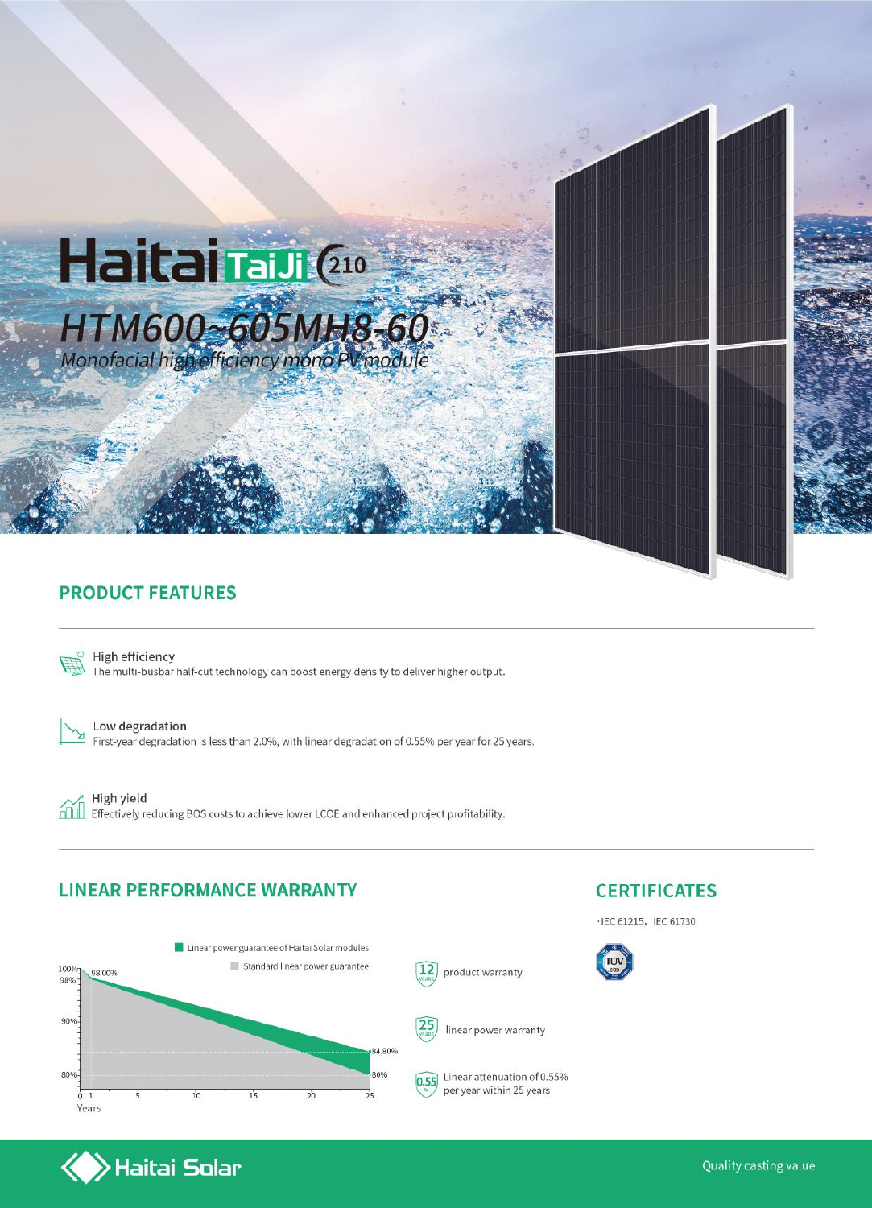# Haitai TaiJi 210

## HTM600~605MH8-60

*Monofacial high efficiency mono PV module*

## PRODUCT FEATURES

**High efficiency**
The multi-busbar half-cut technology can boost energy density to deliver higher output.

**Low degradation**
First-year degradation is less than 2.0%, with linear degradation of 0.55% per year for 25 years.

**High yield**
Effectively reducing BOS costs to achieve lower LCOE and enhanced project profitability.

## LINEAR PERFORMANCE WARRANTY

Linear power guarantee of Haitai Solar modules

Standard linear power guarantee

100%, 98.00%, 98%, 90%, 84.80%, 80%, 80%

0 1 5 10 15 20 25

Years

12 YEARS product warranty

25 YEARS linear power warranty

0.55 % Linear attenuation of 0.55% per year within 25 years

## CERTIFICATES

·IEC 61215, IEC 61730

TÜV SÜD

Haitai Solar

Quality casting value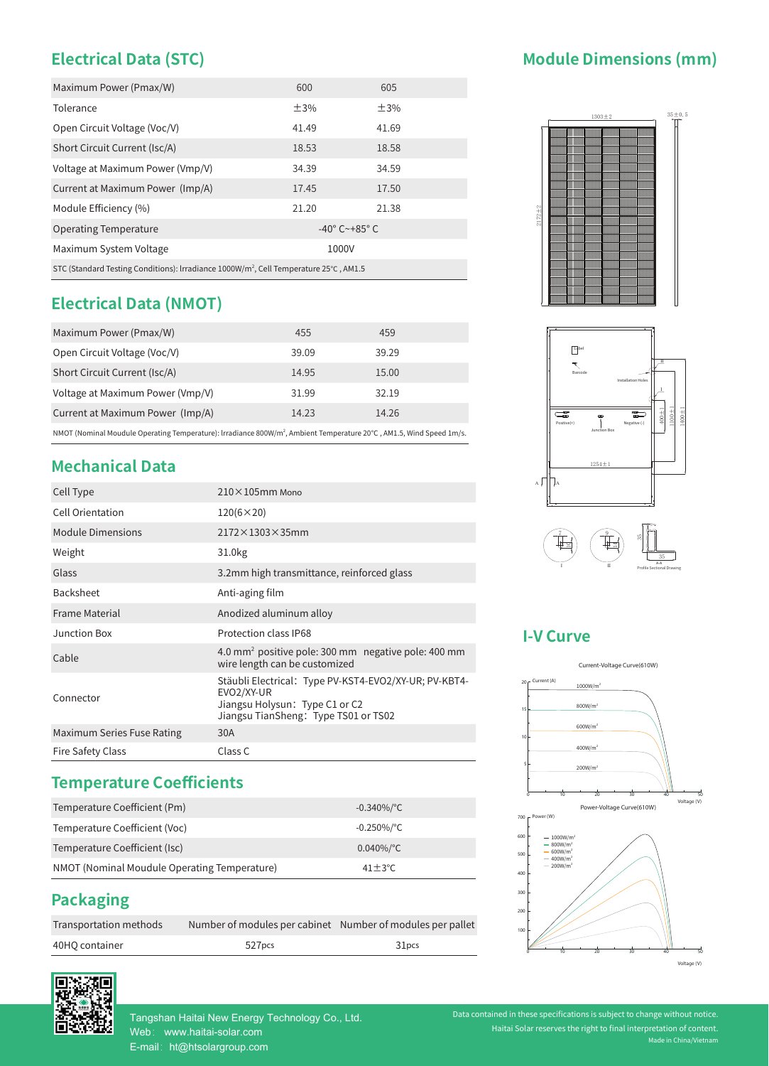## Electrical Data (STC)

| | | |
|---|---|---|
| Maximum Power (Pmax/W) | 600 | 605 |
| Tolerance | ±3% | ±3% |
| Open Circuit Voltage (Voc/V) | 41.49 | 41.69 |
| Short Circuit Current (Isc/A) | 18.53 | 18.58 |
| Voltage at Maximum Power (Vmp/V) | 34.39 | 34.59 |
| Current at Maximum Power (Imp/A) | 17.45 | 17.50 |
| Module Efficiency (%) | 21.20 | 21.38 |
| Operating Temperature | -40° C~+85° C | |
| Maximum System Voltage | 1000V | |

STC (Standard Testing Conditions): lrradiance 1000W/m², Cell Temperature 25℃ , AM1.5

## Electrical Data (NMOT)

| | | |
|---|---|---|
| Maximum Power (Pmax/W) | 455 | 459 |
| Open Circuit Voltage (Voc/V) | 39.09 | 39.29 |
| Short Circuit Current (Isc/A) | 14.95 | 15.00 |
| Voltage at Maximum Power (Vmp/V) | 31.99 | 32.19 |
| Current at Maximum Power (Imp/A) | 14.23 | 14.26 |

NMOT (Nominal Moudule Operating Temperature): lrradiance 800W/m², Ambient Temperature 20°C , AM1.5, Wind Speed 1m/s.

## Mechanical Data

| | |
|---|---|
| Cell Type | 210×105mm Mono |
| Cell Orientation | 120(6×20) |
| Module Dimensions | 2172×1303×35mm |
| Weight | 31.0kg |
| Glass | 3.2mm high transmittance, reinforced glass |
| Backsheet | Anti-aging film |
| Frame Material | Anodized aluminum alloy |
| Junction Box | Protection class IP68 |
| Cable | 4.0 mm² positive pole: 300 mm negative pole: 400 mm wire length can be customized |
| Connector | Stäubli Electrical: Type PV-KST4-EVO2/XY-UR; PV-KBT4-EVO2/XY-UR<br>Jiangsu Holysun: Type C1 or C2<br>Jiangsu TianSheng: Type TS01 or TS02 |
| Maximum Series Fuse Rating | 30A |
| Fire Safety Class | Class C |

## Temperature Coefficients

| | |
|---|---|
| Temperature Coefficient (Pm) | -0.340%/°C |
| Temperature Coefficient (Voc) | -0.250%/°C |
| Temperature Coefficient (Isc) | 0.040%/°C |
| NMOT (Nominal Moudule Operating Temperature) | 41±3°C |

## Packaging

| Transportation methods | Number of modules per cabinet | Number of modules per pallet |
|---|---|---|
| 40HQ container | 527pcs | 31pcs |

## Module Dimensions (mm)

1303±2
35±0.5
2172±2
Label
Barcode
Installation Holes
Positive(+)
Junction Box
Negative(-)
400±1
1100±1
1400±1
1254±1
A
A
I
II
7
9
35
35
A-A
Profile Sectional Drawing

## I-V Curve

Current-Voltage Curve(610W)

Current (A)
20
15
10
5
0
10
20
30
40
50
Voltage (V)
1000W/m²
800W/m²
600W/m²
400W/m²
200W/m²

Power-Voltage Curve(610W)

Power (W)
700
600
500
400
300
200
100
0
10
20
30
40
50
Voltage (V)
1000W/m²
800W/m²
600W/m²
400W/m²
200W/m²

Tangshan Haitai New Energy Technology Co., Ltd.
Web: www.haitai-solar.com
E-mail: ht@htsolargroup.com

Data contained in these specifications is subject to change without notice.
Haitai Solar reserves the right to final interpretation of content.
Made in China/Vietnam